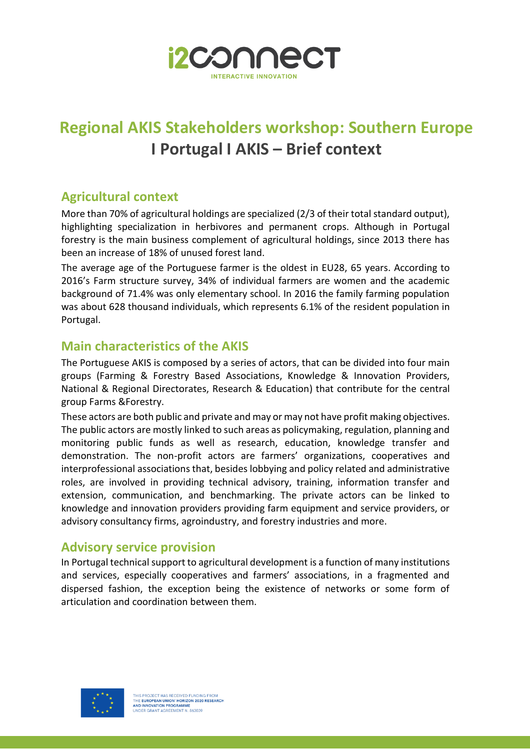# Regional AKIS Stakeholders workshop: Southern Europe

## I Portugal I AKIS – Brief context

## Agricultural context

More than 70% of agricultural holdings are specialized (2/3 of their total standard output), highlighting specialization in herbivores and permanent crops. Although in Portugal forestry is the main business complement of agricultural holdings, since 2013 there has been an increase of 18% of unused forest land.

The average age of the Portuguese farmer is the oldest in EU28, 65 years. According to 2016's Farm structure survey, 34% of individual farmers are women and the academic background of 71.4% was only elementary school. In 2016 the family farming population was about 628 thousand individuals, which represents 6.1% of the resident population in Portugal.

## Main characteristics of the AKIS

The Portuguese AKIS is composed by a series of actors, that can be divided into four main groups (Farming & Forestry Based Associations, Knowledge & Innovation Providers, National & Regional Directorates, Research & Education) that contribute for the central group Farms &Forestry.

These actors are both public and private and may or may not have profit making objectives. The public actors are mostly linked to such areas as policymaking, regulation, planning and monitoring public funds as well as research, education, knowledge transfer and demonstration. The non-profit actors are farmers' organizations, cooperatives and interprofessional associations that, besides lobbying and policy related and administrative roles, are involved in providing technical advisory, training, information transfer and extension, communication, and benchmarking. The private actors can be linked to knowledge and innovation providers providing farm equipment and service providers, or advisory consultancy firms, agroindustry, and forestry industries and more.

## Advisory service provision

In Portugal technical support to agricultural development is a function of many institutions and services, especially cooperatives and farmers' associations, in a fragmented and dispersed fashion, the exception being the existence of networks or some form of articulation and coordination between them.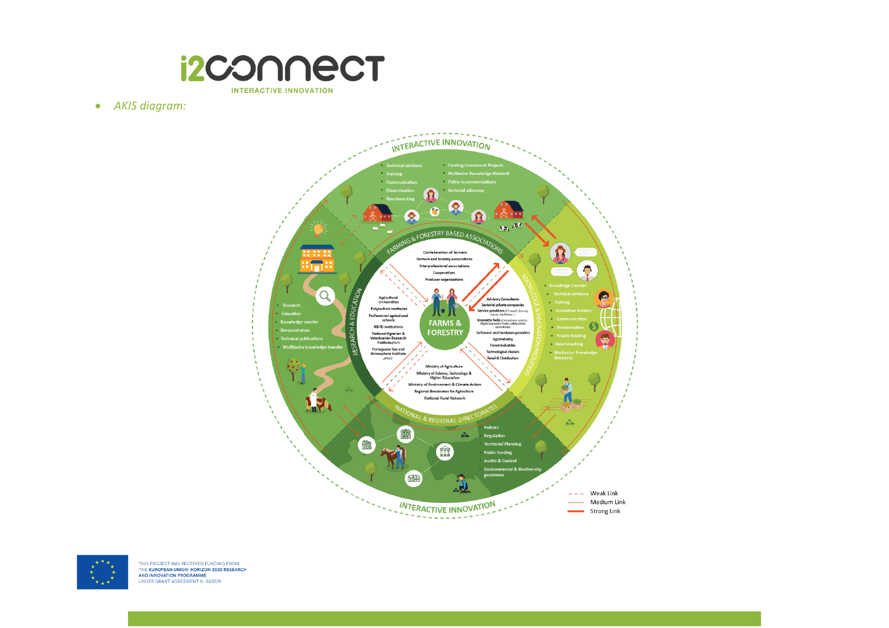- *AKIS diagram:*

INTERACTIVE INNOVATION

- Technical advisory
- Training
- Communication
- Dissemination
- Benchmarking

- Funding Investment Projects
- Multiactor Knowledge Network
- Policy recommendations
- Sectorial advocacy

FARMING & FORESTRY BASED ASSOCIATIONS

Confederation of farmers
Farmers and forestry associations
Interprofessional associations
Cooperatives
Producer organisations

RESEARCH & EDUCATION

- Research
- Education
- Knowledge transfer
- Demonstration
- Technical publications
- Multiactor knowledge transfer

Agricultural Universities
Polytechnic institutes
Professional agricultural schools
R&TD institutions
National Agrarian & Veterinarian Research Institute (INIAV)
Portuguese Sea and Atmosphere Institute (IPMA)

FARMS & FORESTRY

KNOWLEDGE & INNOVATION PROVIDERS

Advisory Consultants
Sectorial private companies
Service providers (ICT, seeds, farming inputs, machinery...)
Innovation hubs (Competence centres, Digital innovation hubs, collaborative laboratories)
Software and hardware providers
Agroindustry
Forest industries
Technological clusters
Retail & Distribution

- Knowledge transfer
- Technical advisory
- Training
- Innovation brokers
- Communication
- Dissemination
- Private funding
- Benchmarking
- Multiactor Knowledge Networks

NATIONAL & REGIONAL DIRECTORATES

Ministry of Agriculture
Ministry of Science, Technology & Higher Education
Ministry of Environment & Climate Action
Regional directorates for Agriculture
National Rural Network

- Policies
- Regulation
- Territorial Planning
- Public funding
- Audits & Control
- Environmental & Biodiversity guidelines

INTERACTIVE INNOVATION

Weak Link
Medium Link
Strong Link